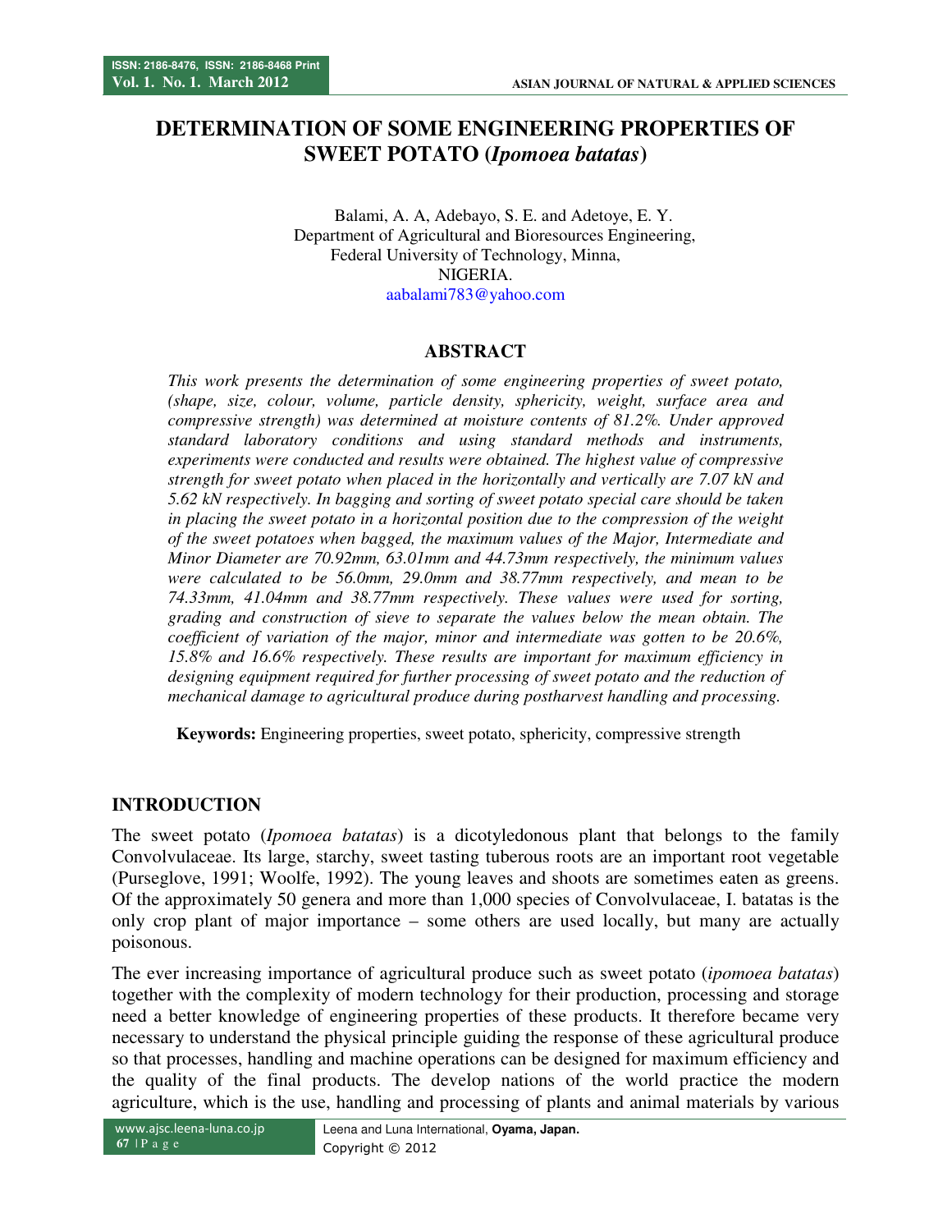# DETERMINATION OF SOME ENGINEERING PROPERTIES OF SWEET POTATO (*Ipomoea batatas*)

Balami, A. A, Adebayo, S. E. and Adetoye, E. Y.
Department of Agricultural and Bioresources Engineering,
Federal University of Technology, Minna,
NIGERIA.
aabalami783@yahoo.com

## ABSTRACT

*This work presents the determination of some engineering properties of sweet potato, (shape, size, colour, volume, particle density, sphericity, weight, surface area and compressive strength) was determined at moisture contents of 81.2%. Under approved standard laboratory conditions and using standard methods and instruments, experiments were conducted and results were obtained. The highest value of compressive strength for sweet potato when placed in the horizontally and vertically are 7.07 kN and 5.62 kN respectively. In bagging and sorting of sweet potato special care should be taken in placing the sweet potato in a horizontal position due to the compression of the weight of the sweet potatoes when bagged, the maximum values of the Major, Intermediate and Minor Diameter are 70.92mm, 63.01mm and 44.73mm respectively, the minimum values were calculated to be 56.0mm, 29.0mm and 38.77mm respectively, and mean to be 74.33mm, 41.04mm and 38.77mm respectively. These values were used for sorting, grading and construction of sieve to separate the values below the mean obtain. The coefficient of variation of the major, minor and intermediate was gotten to be 20.6%, 15.8% and 16.6% respectively. These results are important for maximum efficiency in designing equipment required for further processing of sweet potato and the reduction of mechanical damage to agricultural produce during postharvest handling and processing.*

**Keywords:** Engineering properties, sweet potato, sphericity, compressive strength

## INTRODUCTION

The sweet potato (*Ipomoea batatas*) is a dicotyledonous plant that belongs to the family Convolvulaceae. Its large, starchy, sweet tasting tuberous roots are an important root vegetable (Purseglove, 1991; Woolfe, 1992). The young leaves and shoots are sometimes eaten as greens. Of the approximately 50 genera and more than 1,000 species of Convolvulaceae, I. batatas is the only crop plant of major importance – some others are used locally, but many are actually poisonous.

The ever increasing importance of agricultural produce such as sweet potato (*ipomoea batatas*) together with the complexity of modern technology for their production, processing and storage need a better knowledge of engineering properties of these products. It therefore became very necessary to understand the physical principle guiding the response of these agricultural produce so that processes, handling and machine operations can be designed for maximum efficiency and the quality of the final products. The develop nations of the world practice the modern agriculture, which is the use, handling and processing of plants and animal materials by various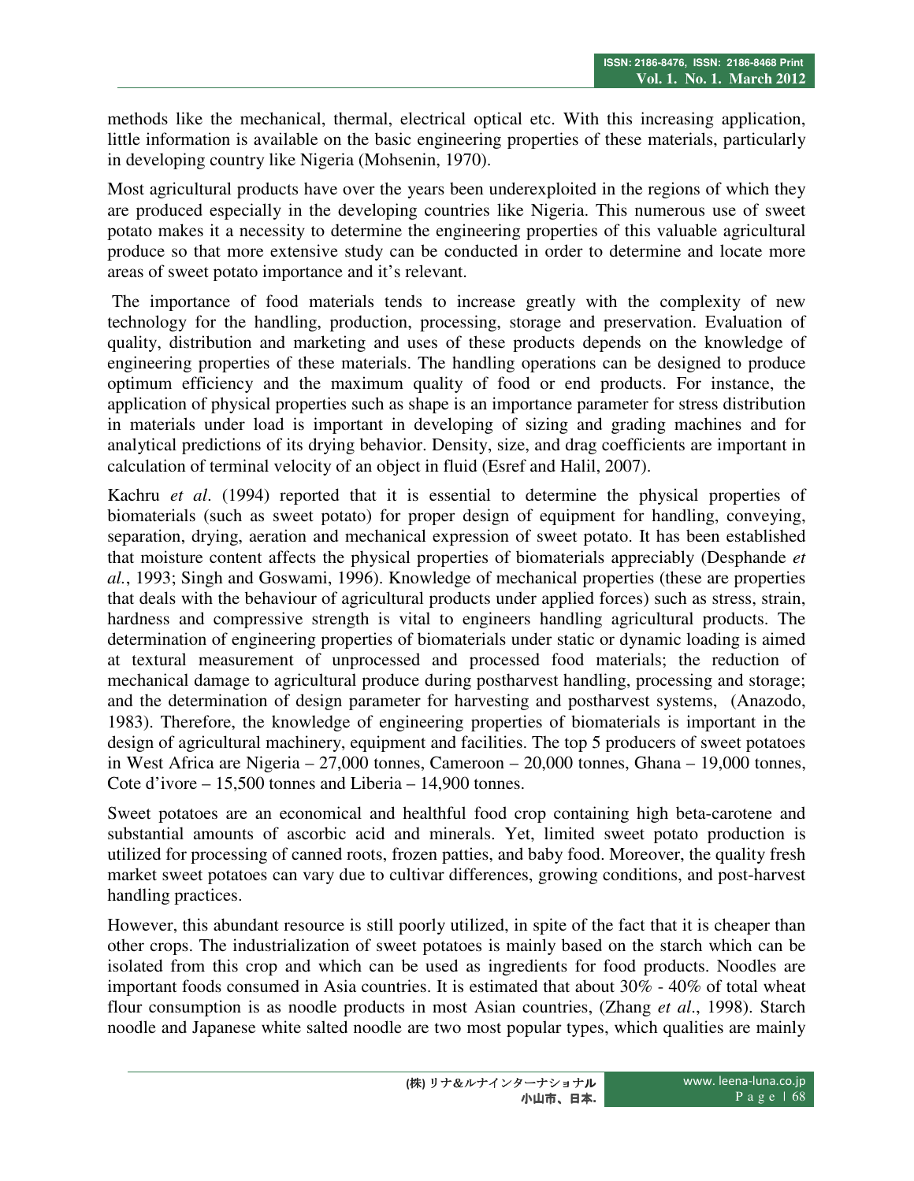methods like the mechanical, thermal, electrical optical etc. With this increasing application, little information is available on the basic engineering properties of these materials, particularly in developing country like Nigeria (Mohsenin, 1970).

Most agricultural products have over the years been underexploited in the regions of which they are produced especially in the developing countries like Nigeria. This numerous use of sweet potato makes it a necessity to determine the engineering properties of this valuable agricultural produce so that more extensive study can be conducted in order to determine and locate more areas of sweet potato importance and it's relevant.

The importance of food materials tends to increase greatly with the complexity of new technology for the handling, production, processing, storage and preservation. Evaluation of quality, distribution and marketing and uses of these products depends on the knowledge of engineering properties of these materials. The handling operations can be designed to produce optimum efficiency and the maximum quality of food or end products. For instance, the application of physical properties such as shape is an importance parameter for stress distribution in materials under load is important in developing of sizing and grading machines and for analytical predictions of its drying behavior. Density, size, and drag coefficients are important in calculation of terminal velocity of an object in fluid (Esref and Halil, 2007).

Kachru *et al*. (1994) reported that it is essential to determine the physical properties of biomaterials (such as sweet potato) for proper design of equipment for handling, conveying, separation, drying, aeration and mechanical expression of sweet potato. It has been established that moisture content affects the physical properties of biomaterials appreciably (Desphande *et al.*, 1993; Singh and Goswami, 1996). Knowledge of mechanical properties (these are properties that deals with the behaviour of agricultural products under applied forces) such as stress, strain, hardness and compressive strength is vital to engineers handling agricultural products. The determination of engineering properties of biomaterials under static or dynamic loading is aimed at textural measurement of unprocessed and processed food materials; the reduction of mechanical damage to agricultural produce during postharvest handling, processing and storage; and the determination of design parameter for harvesting and postharvest systems, (Anazodo, 1983). Therefore, the knowledge of engineering properties of biomaterials is important in the design of agricultural machinery, equipment and facilities. The top 5 producers of sweet potatoes in West Africa are Nigeria – 27,000 tonnes, Cameroon – 20,000 tonnes, Ghana – 19,000 tonnes, Cote d'ivore – 15,500 tonnes and Liberia – 14,900 tonnes.

Sweet potatoes are an economical and healthful food crop containing high beta-carotene and substantial amounts of ascorbic acid and minerals. Yet, limited sweet potato production is utilized for processing of canned roots, frozen patties, and baby food. Moreover, the quality fresh market sweet potatoes can vary due to cultivar differences, growing conditions, and post-harvest handling practices.

However, this abundant resource is still poorly utilized, in spite of the fact that it is cheaper than other crops. The industrialization of sweet potatoes is mainly based on the starch which can be isolated from this crop and which can be used as ingredients for food products. Noodles are important foods consumed in Asia countries. It is estimated that about 30% - 40% of total wheat flour consumption is as noodle products in most Asian countries, (Zhang *et al*., 1998). Starch noodle and Japanese white salted noodle are two most popular types, which qualities are mainly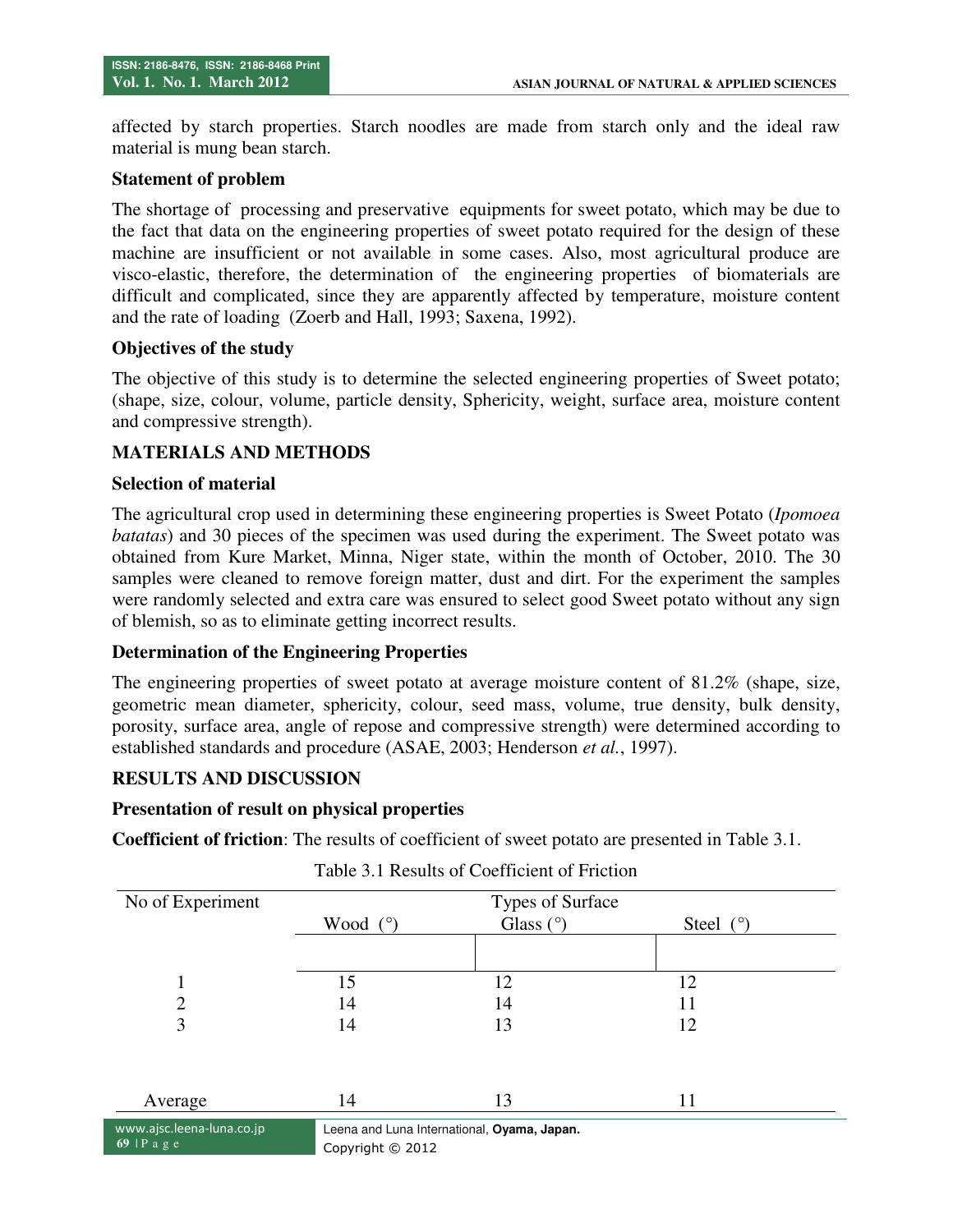affected by starch properties. Starch noodles are made from starch only and the ideal raw material is mung bean starch.

**Statement of problem**

The shortage of processing and preservative equipments for sweet potato, which may be due to the fact that data on the engineering properties of sweet potato required for the design of these machine are insufficient or not available in some cases. Also, most agricultural produce are visco-elastic, therefore, the determination of the engineering properties of biomaterials are difficult and complicated, since they are apparently affected by temperature, moisture content and the rate of loading (Zoerb and Hall, 1993; Saxena, 1992).

**Objectives of the study**

The objective of this study is to determine the selected engineering properties of Sweet potato; (shape, size, colour, volume, particle density, Sphericity, weight, surface area, moisture content and compressive strength).

## MATERIALS AND METHODS

**Selection of material**

The agricultural crop used in determining these engineering properties is Sweet Potato (*Ipomoea batatas*) and 30 pieces of the specimen was used during the experiment. The Sweet potato was obtained from Kure Market, Minna, Niger state, within the month of October, 2010. The 30 samples were cleaned to remove foreign matter, dust and dirt. For the experiment the samples were randomly selected and extra care was ensured to select good Sweet potato without any sign of blemish, so as to eliminate getting incorrect results.

**Determination of the Engineering Properties**

The engineering properties of sweet potato at average moisture content of 81.2% (shape, size, geometric mean diameter, sphericity, colour, seed mass, volume, true density, bulk density, porosity, surface area, angle of repose and compressive strength) were determined according to established standards and procedure (ASAE, 2003; Henderson *et al.*, 1997).

## RESULTS AND DISCUSSION

**Presentation of result on physical properties**

**Coefficient of friction**: The results of coefficient of sweet potato are presented in Table 3.1.

Table 3.1 Results of Coefficient of Friction

| No of Experiment | Types of Surface | | |
|---|---|---|---|
| | Wood (°) | Glass (°) | Steel (°) |
| 1 | 15 | 12 | 12 |
| 2 | 14 | 14 | 11 |
| 3 | 14 | 13 | 12 |
| Average | 14 | 13 | 11 |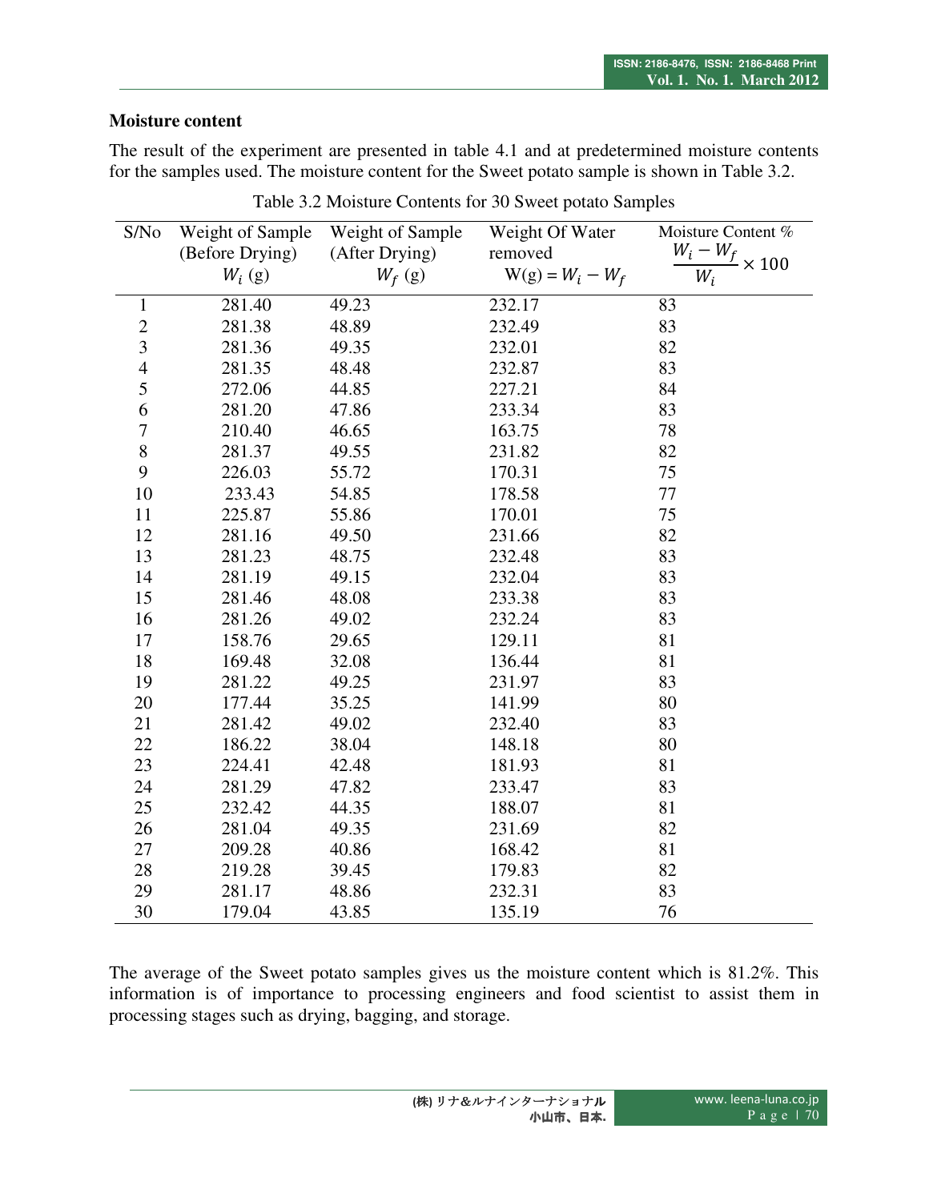**Moisture content**

The result of the experiment are presented in table 4.1 and at predetermined moisture contents for the samples used. The moisture content for the Sweet potato sample is shown in Table 3.2.

Table 3.2 Moisture Contents for 30 Sweet potato Samples

| S/No | Weight of Sample (Before Drying) $W_i$ (g) | Weight of Sample (After Drying) $W_f$ (g) | Weight Of Water removed $W(g) = W_i - W_f$ | Moisture Content % $\frac{W_i - W_f}{W_i} \times 100$ |
|---|---|---|---|---|
| 1 | 281.40 | 49.23 | 232.17 | 83 |
| 2 | 281.38 | 48.89 | 232.49 | 83 |
| 3 | 281.36 | 49.35 | 232.01 | 82 |
| 4 | 281.35 | 48.48 | 232.87 | 83 |
| 5 | 272.06 | 44.85 | 227.21 | 84 |
| 6 | 281.20 | 47.86 | 233.34 | 83 |
| 7 | 210.40 | 46.65 | 163.75 | 78 |
| 8 | 281.37 | 49.55 | 231.82 | 82 |
| 9 | 226.03 | 55.72 | 170.31 | 75 |
| 10 | 233.43 | 54.85 | 178.58 | 77 |
| 11 | 225.87 | 55.86 | 170.01 | 75 |
| 12 | 281.16 | 49.50 | 231.66 | 82 |
| 13 | 281.23 | 48.75 | 232.48 | 83 |
| 14 | 281.19 | 49.15 | 232.04 | 83 |
| 15 | 281.46 | 48.08 | 233.38 | 83 |
| 16 | 281.26 | 49.02 | 232.24 | 83 |
| 17 | 158.76 | 29.65 | 129.11 | 81 |
| 18 | 169.48 | 32.08 | 136.44 | 81 |
| 19 | 281.22 | 49.25 | 231.97 | 83 |
| 20 | 177.44 | 35.25 | 141.99 | 80 |
| 21 | 281.42 | 49.02 | 232.40 | 83 |
| 22 | 186.22 | 38.04 | 148.18 | 80 |
| 23 | 224.41 | 42.48 | 181.93 | 81 |
| 24 | 281.29 | 47.82 | 233.47 | 83 |
| 25 | 232.42 | 44.35 | 188.07 | 81 |
| 26 | 281.04 | 49.35 | 231.69 | 82 |
| 27 | 209.28 | 40.86 | 168.42 | 81 |
| 28 | 219.28 | 39.45 | 179.83 | 82 |
| 29 | 281.17 | 48.86 | 232.31 | 83 |
| 30 | 179.04 | 43.85 | 135.19 | 76 |

The average of the Sweet potato samples gives us the moisture content which is 81.2%. This information is of importance to processing engineers and food scientist to assist them in processing stages such as drying, bagging, and storage.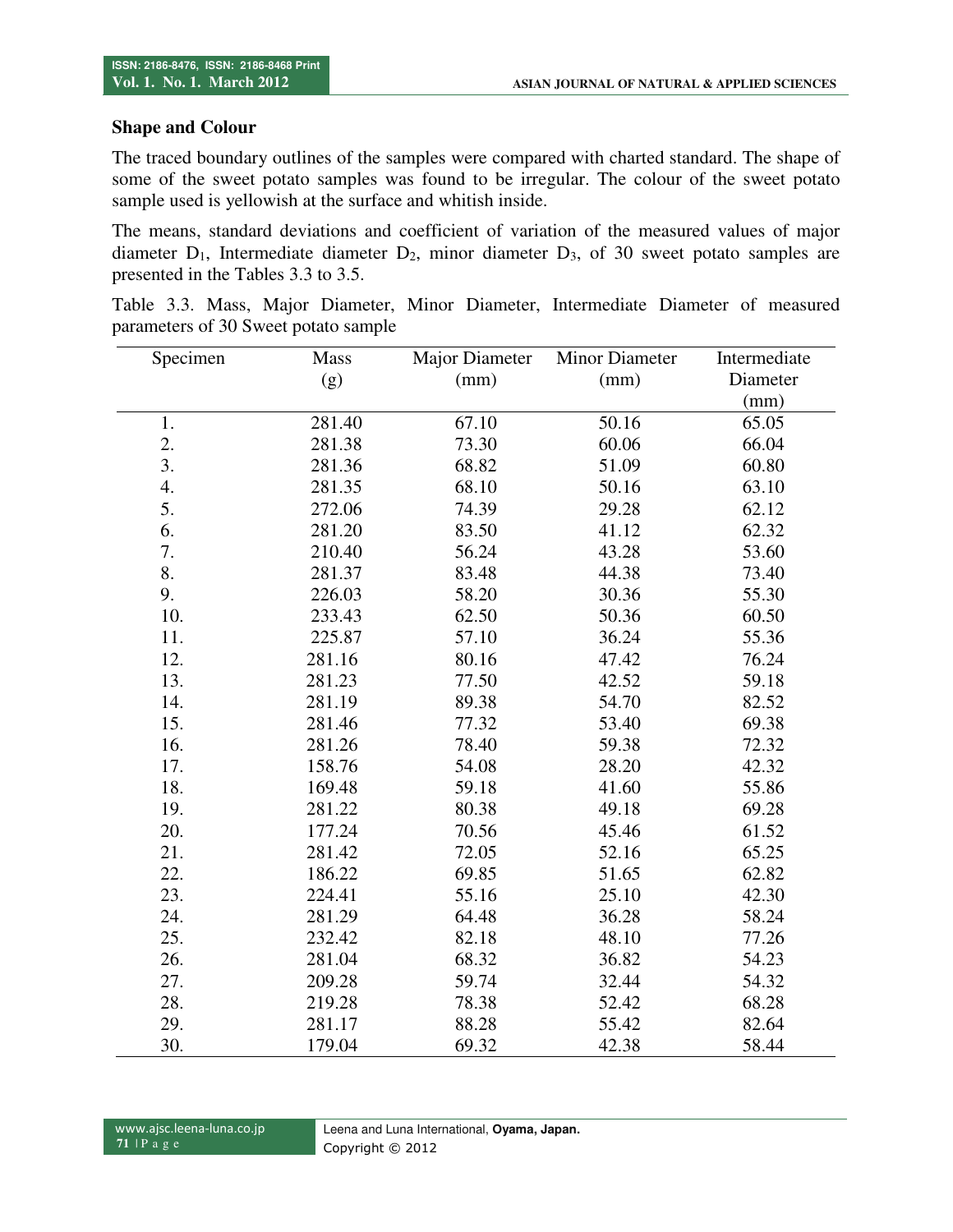### Shape and Colour

The traced boundary outlines of the samples were compared with charted standard. The shape of some of the sweet potato samples was found to be irregular. The colour of the sweet potato sample used is yellowish at the surface and whitish inside.

The means, standard deviations and coefficient of variation of the measured values of major diameter $D_1$, Intermediate diameter $D_2$, minor diameter $D_3$, of 30 sweet potato samples are presented in the Tables 3.3 to 3.5.

Table 3.3. Mass, Major Diameter, Minor Diameter, Intermediate Diameter of measured parameters of 30 Sweet potato sample

| Specimen | Mass (g) | Major Diameter (mm) | Minor Diameter (mm) | Intermediate Diameter (mm) |
|---|---|---|---|---|
| 1. | 281.40 | 67.10 | 50.16 | 65.05 |
| 2. | 281.38 | 73.30 | 60.06 | 66.04 |
| 3. | 281.36 | 68.82 | 51.09 | 60.80 |
| 4. | 281.35 | 68.10 | 50.16 | 63.10 |
| 5. | 272.06 | 74.39 | 29.28 | 62.12 |
| 6. | 281.20 | 83.50 | 41.12 | 62.32 |
| 7. | 210.40 | 56.24 | 43.28 | 53.60 |
| 8. | 281.37 | 83.48 | 44.38 | 73.40 |
| 9. | 226.03 | 58.20 | 30.36 | 55.30 |
| 10. | 233.43 | 62.50 | 50.36 | 60.50 |
| 11. | 225.87 | 57.10 | 36.24 | 55.36 |
| 12. | 281.16 | 80.16 | 47.42 | 76.24 |
| 13. | 281.23 | 77.50 | 42.52 | 59.18 |
| 14. | 281.19 | 89.38 | 54.70 | 82.52 |
| 15. | 281.46 | 77.32 | 53.40 | 69.38 |
| 16. | 281.26 | 78.40 | 59.38 | 72.32 |
| 17. | 158.76 | 54.08 | 28.20 | 42.32 |
| 18. | 169.48 | 59.18 | 41.60 | 55.86 |
| 19. | 281.22 | 80.38 | 49.18 | 69.28 |
| 20. | 177.24 | 70.56 | 45.46 | 61.52 |
| 21. | 281.42 | 72.05 | 52.16 | 65.25 |
| 22. | 186.22 | 69.85 | 51.65 | 62.82 |
| 23. | 224.41 | 55.16 | 25.10 | 42.30 |
| 24. | 281.29 | 64.48 | 36.28 | 58.24 |
| 25. | 232.42 | 82.18 | 48.10 | 77.26 |
| 26. | 281.04 | 68.32 | 36.82 | 54.23 |
| 27. | 209.28 | 59.74 | 32.44 | 54.32 |
| 28. | 219.28 | 78.38 | 52.42 | 68.28 |
| 29. | 281.17 | 88.28 | 55.42 | 82.64 |
| 30. | 179.04 | 69.32 | 42.38 | 58.44 |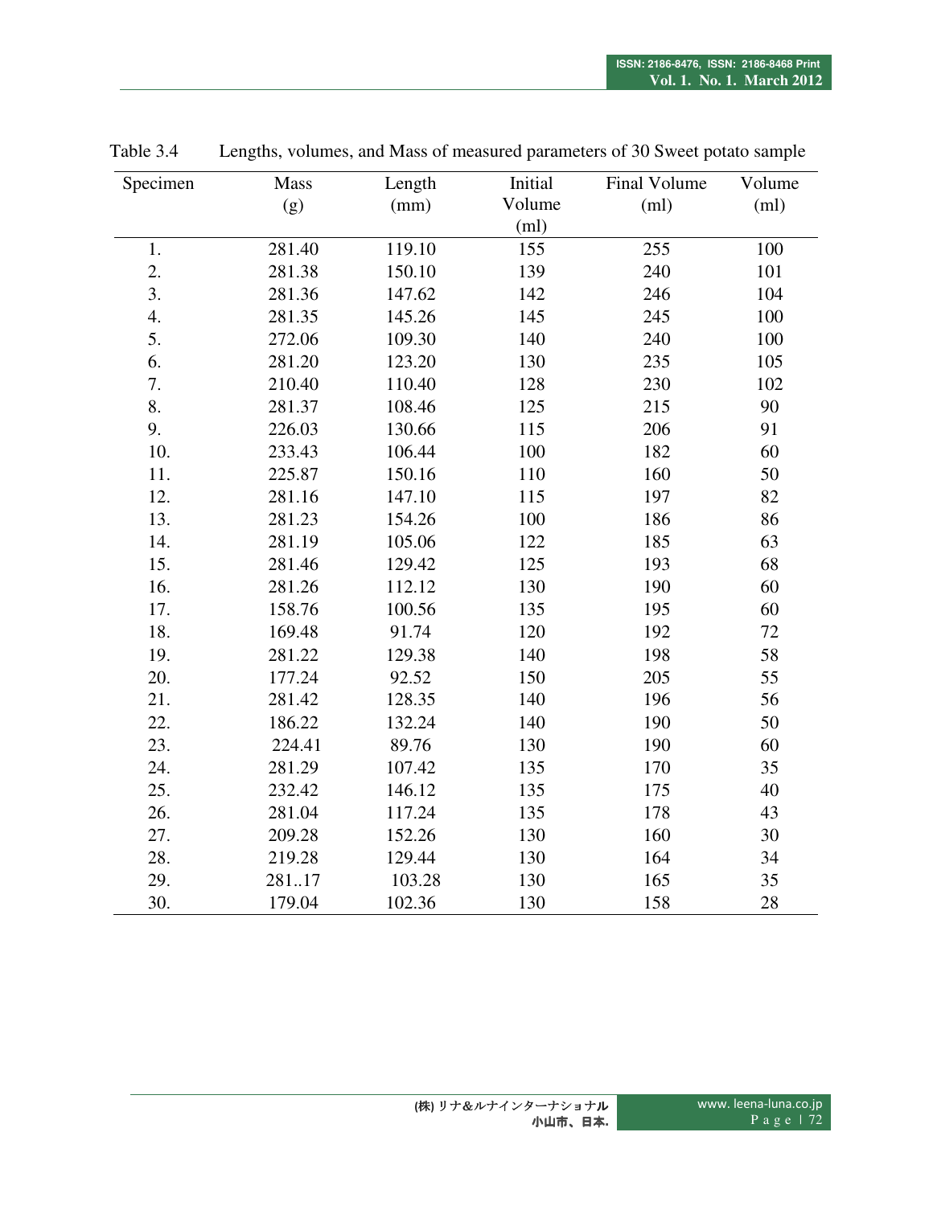Table 3.4 Lengths, volumes, and Mass of measured parameters of 30 Sweet potato sample

| Specimen | Mass (g) | Length (mm) | Initial Volume (ml) | Final Volume (ml) | Volume (ml) |
|---|---|---|---|---|---|
| 1. | 281.40 | 119.10 | 155 | 255 | 100 |
| 2. | 281.38 | 150.10 | 139 | 240 | 101 |
| 3. | 281.36 | 147.62 | 142 | 246 | 104 |
| 4. | 281.35 | 145.26 | 145 | 245 | 100 |
| 5. | 272.06 | 109.30 | 140 | 240 | 100 |
| 6. | 281.20 | 123.20 | 130 | 235 | 105 |
| 7. | 210.40 | 110.40 | 128 | 230 | 102 |
| 8. | 281.37 | 108.46 | 125 | 215 | 90 |
| 9. | 226.03 | 130.66 | 115 | 206 | 91 |
| 10. | 233.43 | 106.44 | 100 | 182 | 60 |
| 11. | 225.87 | 150.16 | 110 | 160 | 50 |
| 12. | 281.16 | 147.10 | 115 | 197 | 82 |
| 13. | 281.23 | 154.26 | 100 | 186 | 86 |
| 14. | 281.19 | 105.06 | 122 | 185 | 63 |
| 15. | 281.46 | 129.42 | 125 | 193 | 68 |
| 16. | 281.26 | 112.12 | 130 | 190 | 60 |
| 17. | 158.76 | 100.56 | 135 | 195 | 60 |
| 18. | 169.48 | 91.74 | 120 | 192 | 72 |
| 19. | 281.22 | 129.38 | 140 | 198 | 58 |
| 20. | 177.24 | 92.52 | 150 | 205 | 55 |
| 21. | 281.42 | 128.35 | 140 | 196 | 56 |
| 22. | 186.22 | 132.24 | 140 | 190 | 50 |
| 23. | 224.41 | 89.76 | 130 | 190 | 60 |
| 24. | 281.29 | 107.42 | 135 | 170 | 35 |
| 25. | 232.42 | 146.12 | 135 | 175 | 40 |
| 26. | 281.04 | 117.24 | 135 | 178 | 43 |
| 27. | 209.28 | 152.26 | 130 | 160 | 30 |
| 28. | 219.28 | 129.44 | 130 | 164 | 34 |
| 29. | 281..17 | 103.28 | 130 | 165 | 35 |
| 30. | 179.04 | 102.36 | 130 | 158 | 28 |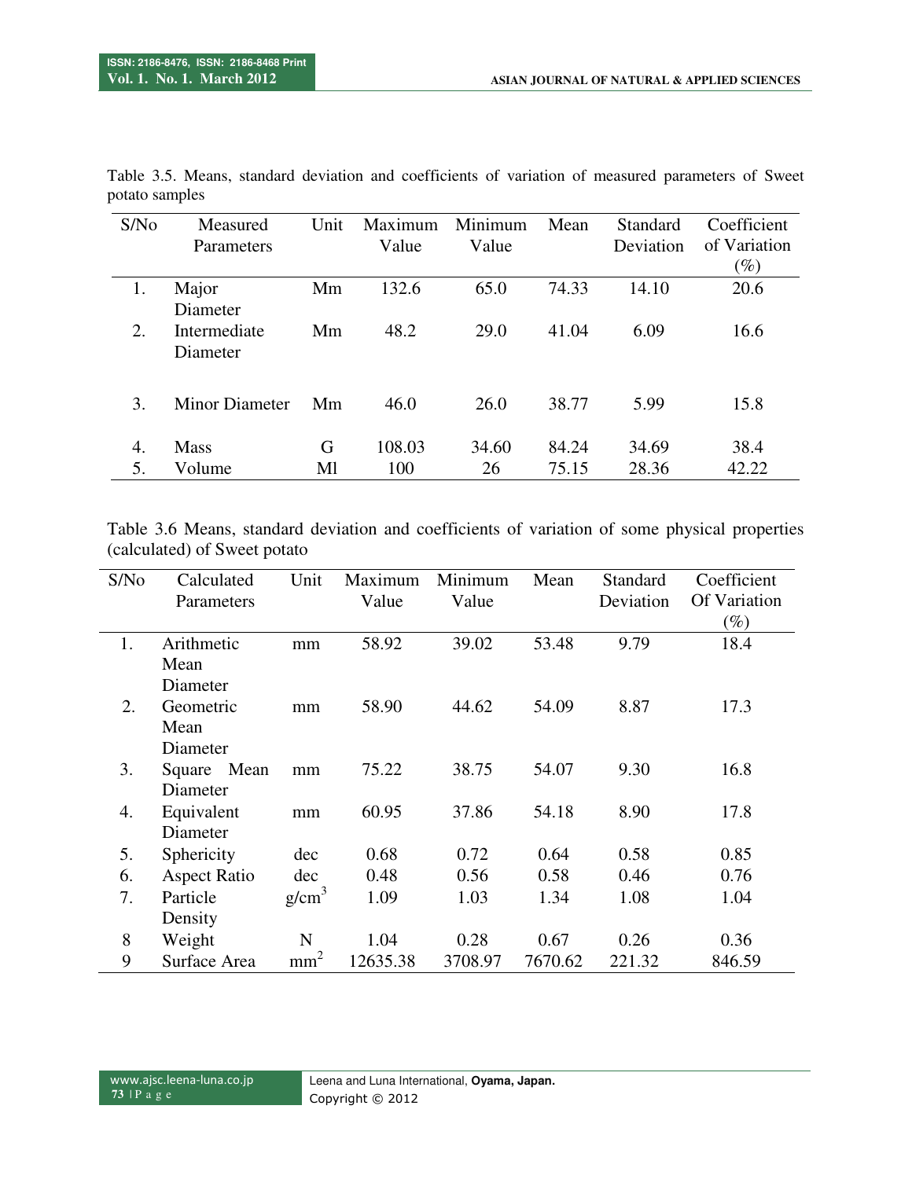Table 3.5. Means, standard deviation and coefficients of variation of measured parameters of Sweet potato samples

| S/No | Measured Parameters | Unit | Maximum Value | Minimum Value | Mean | Standard Deviation | Coefficient of Variation (%) |
|---|---|---|---|---|---|---|---|
| 1. | Major Diameter | Mm | 132.6 | 65.0 | 74.33 | 14.10 | 20.6 |
| 2. | Intermediate Diameter | Mm | 48.2 | 29.0 | 41.04 | 6.09 | 16.6 |
| 3. | Minor Diameter | Mm | 46.0 | 26.0 | 38.77 | 5.99 | 15.8 |
| 4. | Mass | G | 108.03 | 34.60 | 84.24 | 34.69 | 38.4 |
| 5. | Volume | Ml | 100 | 26 | 75.15 | 28.36 | 42.22 |

Table 3.6 Means, standard deviation and coefficients of variation of some physical properties (calculated) of Sweet potato

| S/No | Calculated Parameters | Unit | Maximum Value | Minimum Value | Mean | Standard Deviation | Coefficient Of Variation (%) |
|---|---|---|---|---|---|---|---|
| 1. | Arithmetic Mean Diameter | mm | 58.92 | 39.02 | 53.48 | 9.79 | 18.4 |
| 2. | Geometric Mean Diameter | mm | 58.90 | 44.62 | 54.09 | 8.87 | 17.3 |
| 3. | Square Mean Diameter | mm | 75.22 | 38.75 | 54.07 | 9.30 | 16.8 |
| 4. | Equivalent Diameter | mm | 60.95 | 37.86 | 54.18 | 8.90 | 17.8 |
| 5. | Sphericity | dec | 0.68 | 0.72 | 0.64 | 0.58 | 0.85 |
| 6. | Aspect Ratio | dec | 0.48 | 0.56 | 0.58 | 0.46 | 0.76 |
| 7. | Particle Density | $g/cm^3$ | 1.09 | 1.03 | 1.34 | 1.08 | 1.04 |
| 8 | Weight | N | 1.04 | 0.28 | 0.67 | 0.26 | 0.36 |
| 9 | Surface Area | $mm^2$ | 12635.38 | 3708.97 | 7670.62 | 221.32 | 846.59 |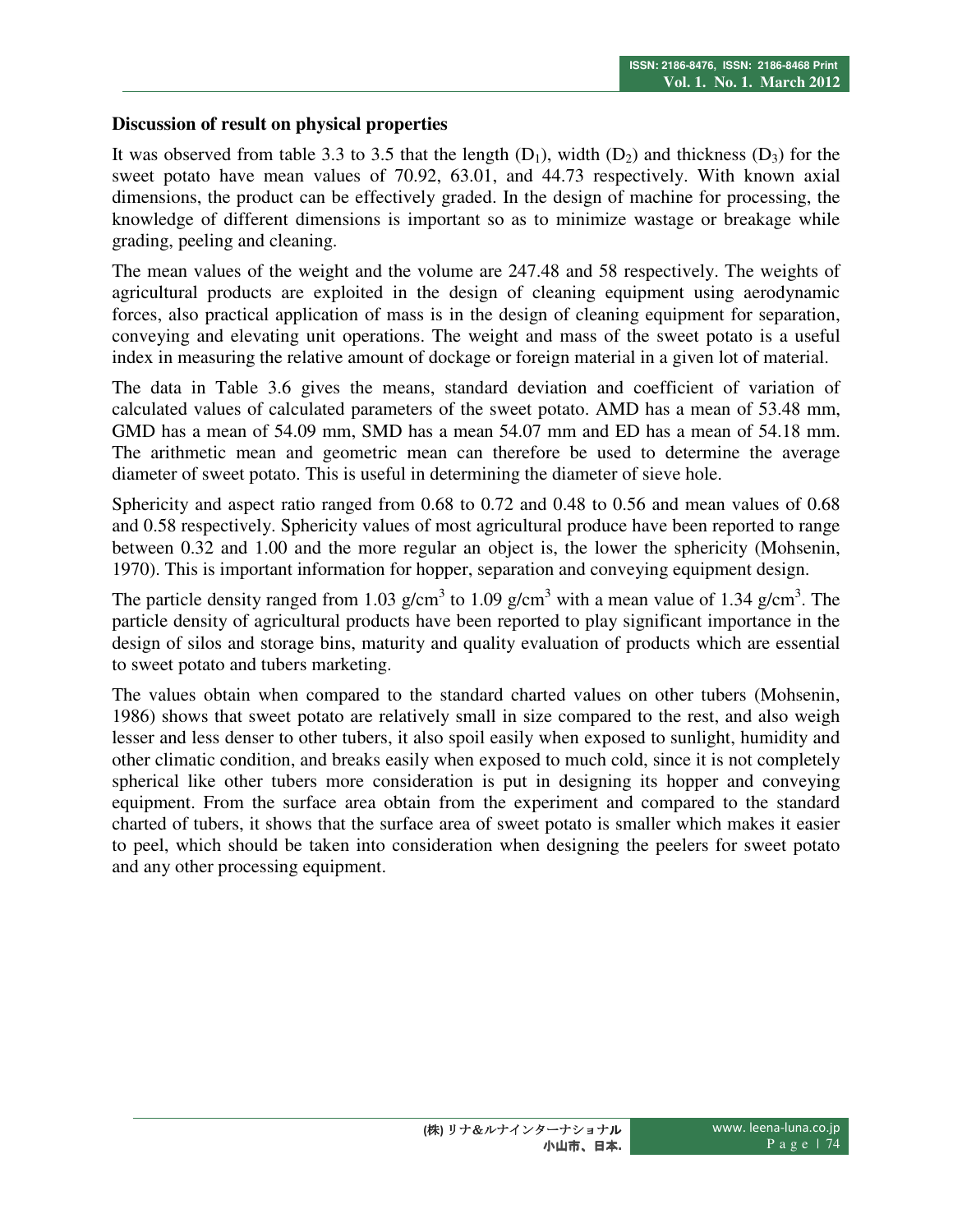**Discussion of result on physical properties**

It was observed from table 3.3 to 3.5 that the length ($D_1$), width ($D_2$) and thickness ($D_3$) for the sweet potato have mean values of 70.92, 63.01, and 44.73 respectively. With known axial dimensions, the product can be effectively graded. In the design of machine for processing, the knowledge of different dimensions is important so as to minimize wastage or breakage while grading, peeling and cleaning.

The mean values of the weight and the volume are 247.48 and 58 respectively. The weights of agricultural products are exploited in the design of cleaning equipment using aerodynamic forces, also practical application of mass is in the design of cleaning equipment for separation, conveying and elevating unit operations. The weight and mass of the sweet potato is a useful index in measuring the relative amount of dockage or foreign material in a given lot of material.

The data in Table 3.6 gives the means, standard deviation and coefficient of variation of calculated values of calculated parameters of the sweet potato. AMD has a mean of 53.48 mm, GMD has a mean of 54.09 mm, SMD has a mean 54.07 mm and ED has a mean of 54.18 mm. The arithmetic mean and geometric mean can therefore be used to determine the average diameter of sweet potato. This is useful in determining the diameter of sieve hole.

Sphericity and aspect ratio ranged from 0.68 to 0.72 and 0.48 to 0.56 and mean values of 0.68 and 0.58 respectively. Sphericity values of most agricultural produce have been reported to range between 0.32 and 1.00 and the more regular an object is, the lower the sphericity (Mohsenin, 1970). This is important information for hopper, separation and conveying equipment design.

The particle density ranged from 1.03 g/cm$^3$ to 1.09 g/cm$^3$ with a mean value of 1.34 g/cm$^3$. The particle density of agricultural products have been reported to play significant importance in the design of silos and storage bins, maturity and quality evaluation of products which are essential to sweet potato and tubers marketing.

The values obtain when compared to the standard charted values on other tubers (Mohsenin, 1986) shows that sweet potato are relatively small in size compared to the rest, and also weigh lesser and less denser to other tubers, it also spoil easily when exposed to sunlight, humidity and other climatic condition, and breaks easily when exposed to much cold, since it is not completely spherical like other tubers more consideration is put in designing its hopper and conveying equipment. From the surface area obtain from the experiment and compared to the standard charted of tubers, it shows that the surface area of sweet potato is smaller which makes it easier to peel, which should be taken into consideration when designing the peelers for sweet potato and any other processing equipment.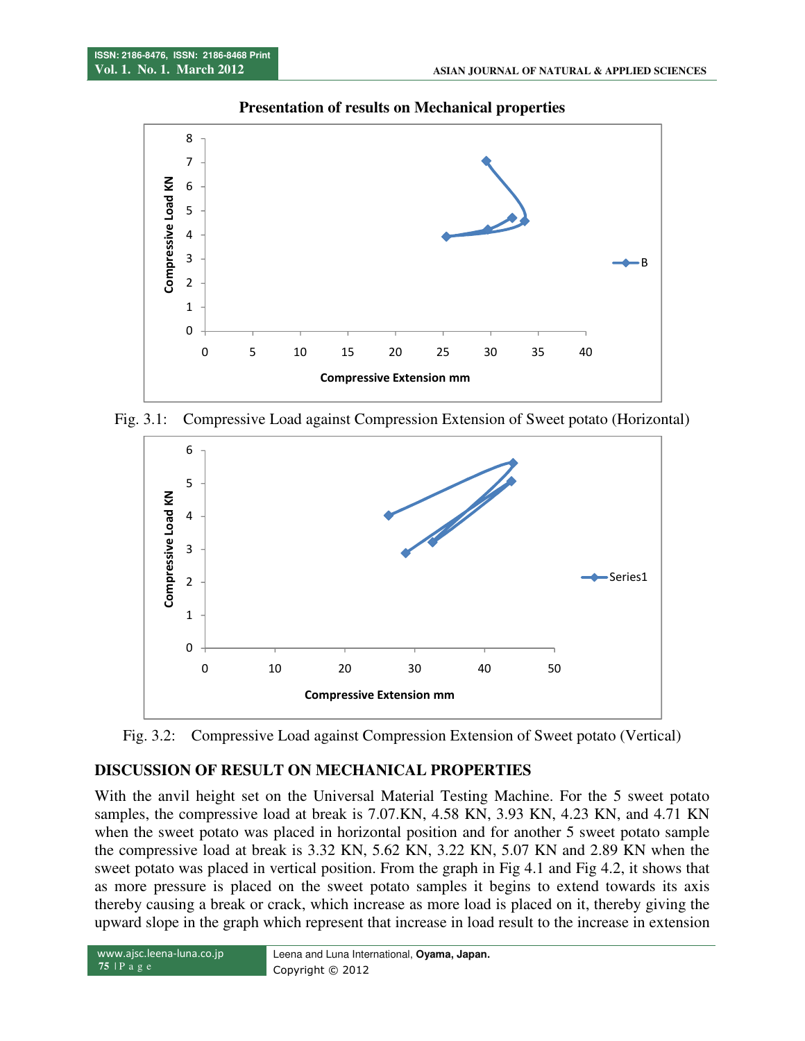## Presentation of results on Mechanical properties

Fig. 3.1: Compressive Load against Compression Extension of Sweet potato (Horizontal)

Fig. 3.2: Compressive Load against Compression Extension of Sweet potato (Vertical)

## DISCUSSION OF RESULT ON MECHANICAL PROPERTIES

With the anvil height set on the Universal Material Testing Machine. For the 5 sweet potato samples, the compressive load at break is 7.07.KN, 4.58 KN, 3.93 KN, 4.23 KN, and 4.71 KN when the sweet potato was placed in horizontal position and for another 5 sweet potato sample the compressive load at break is 3.32 KN, 5.62 KN, 3.22 KN, 5.07 KN and 2.89 KN when the sweet potato was placed in vertical position. From the graph in Fig 4.1 and Fig 4.2, it shows that as more pressure is placed on the sweet potato samples it begins to extend towards its axis thereby causing a break or crack, which increase as more load is placed on it, thereby giving the upward slope in the graph which represent that increase in load result to the increase in extension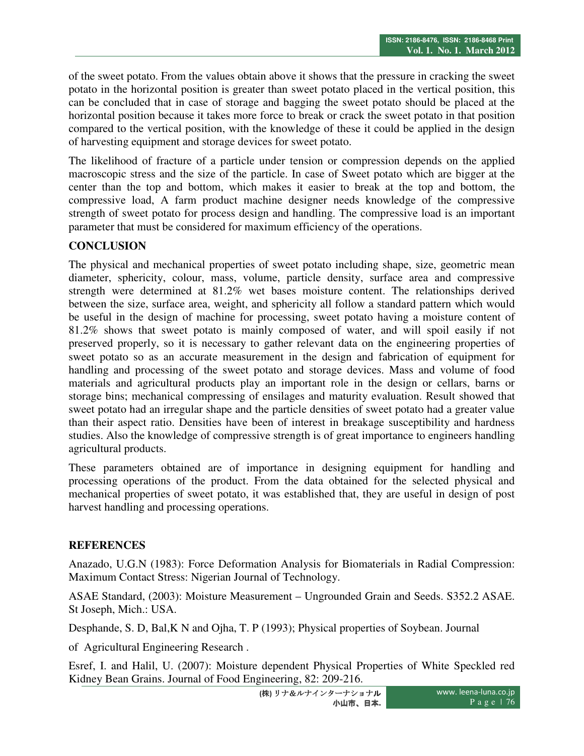of the sweet potato. From the values obtain above it shows that the pressure in cracking the sweet potato in the horizontal position is greater than sweet potato placed in the vertical position, this can be concluded that in case of storage and bagging the sweet potato should be placed at the horizontal position because it takes more force to break or crack the sweet potato in that position compared to the vertical position, with the knowledge of these it could be applied in the design of harvesting equipment and storage devices for sweet potato.

The likelihood of fracture of a particle under tension or compression depends on the applied macroscopic stress and the size of the particle. In case of Sweet potato which are bigger at the center than the top and bottom, which makes it easier to break at the top and bottom, the compressive load, A farm product machine designer needs knowledge of the compressive strength of sweet potato for process design and handling. The compressive load is an important parameter that must be considered for maximum efficiency of the operations.

## CONCLUSION

The physical and mechanical properties of sweet potato including shape, size, geometric mean diameter, sphericity, colour, mass, volume, particle density, surface area and compressive strength were determined at 81.2% wet bases moisture content. The relationships derived between the size, surface area, weight, and sphericity all follow a standard pattern which would be useful in the design of machine for processing, sweet potato having a moisture content of 81.2% shows that sweet potato is mainly composed of water, and will spoil easily if not preserved properly, so it is necessary to gather relevant data on the engineering properties of sweet potato so as an accurate measurement in the design and fabrication of equipment for handling and processing of the sweet potato and storage devices. Mass and volume of food materials and agricultural products play an important role in the design or cellars, barns or storage bins; mechanical compressing of ensilages and maturity evaluation. Result showed that sweet potato had an irregular shape and the particle densities of sweet potato had a greater value than their aspect ratio. Densities have been of interest in breakage susceptibility and hardness studies. Also the knowledge of compressive strength is of great importance to engineers handling agricultural products.

These parameters obtained are of importance in designing equipment for handling and processing operations of the product. From the data obtained for the selected physical and mechanical properties of sweet potato, it was established that, they are useful in design of post harvest handling and processing operations.

## REFERENCES

Anazado, U.G.N (1983): Force Deformation Analysis for Biomaterials in Radial Compression: Maximum Contact Stress: Nigerian Journal of Technology.

ASAE Standard, (2003): Moisture Measurement – Ungrounded Grain and Seeds. S352.2 ASAE. St Joseph, Mich.: USA.

Desphande, S. D, Bal,K N and Ojha, T. P (1993); Physical properties of Soybean. Journal of Agricultural Engineering Research .

Esref, I. and Halil, U. (2007): Moisture dependent Physical Properties of White Speckled red Kidney Bean Grains. Journal of Food Engineering, 82: 209-216.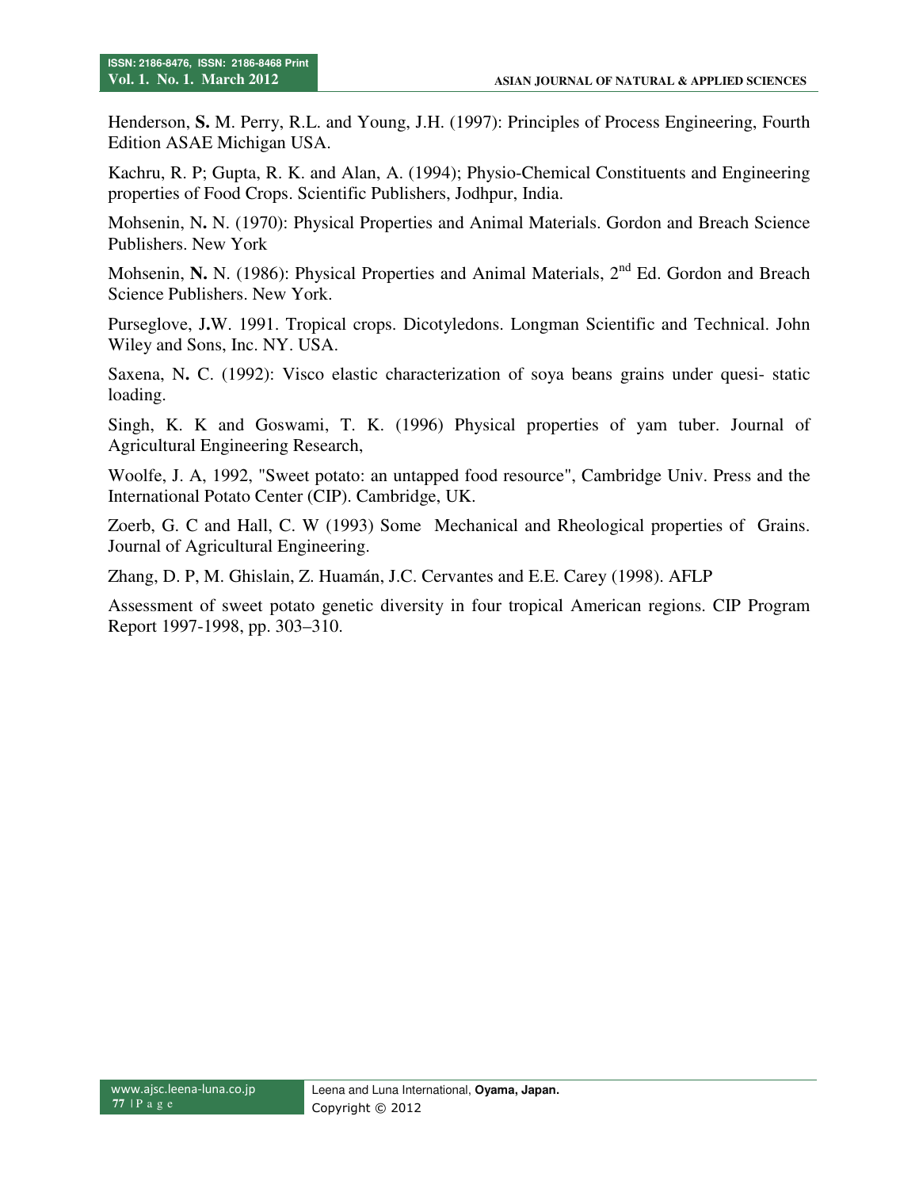Henderson, **S.** M. Perry, R.L. and Young, J.H. (1997): Principles of Process Engineering, Fourth Edition ASAE Michigan USA.

Kachru, R. P; Gupta, R. K. and Alan, A. (1994); Physio-Chemical Constituents and Engineering properties of Food Crops. Scientific Publishers, Jodhpur, India.

Mohsenin, N**.** N. (1970): Physical Properties and Animal Materials. Gordon and Breach Science Publishers. New York

Mohsenin, **N.** N. (1986): Physical Properties and Animal Materials, 2nd Ed. Gordon and Breach Science Publishers. New York.

Purseglove, J**.**W. 1991. Tropical crops. Dicotyledons. Longman Scientific and Technical. John Wiley and Sons, Inc. NY. USA.

Saxena, N**.** C. (1992): Visco elastic characterization of soya beans grains under quesi- static loading.

Singh, K. K and Goswami, T. K. (1996) Physical properties of yam tuber. Journal of Agricultural Engineering Research,

Woolfe, J. A, 1992, "Sweet potato: an untapped food resource", Cambridge Univ. Press and the International Potato Center (CIP). Cambridge, UK.

Zoerb, G. C and Hall, C. W (1993) Some Mechanical and Rheological properties of Grains. Journal of Agricultural Engineering.

Zhang, D. P, M. Ghislain, Z. Huamán, J.C. Cervantes and E.E. Carey (1998). AFLP

Assessment of sweet potato genetic diversity in four tropical American regions. CIP Program Report 1997-1998, pp. 303–310.